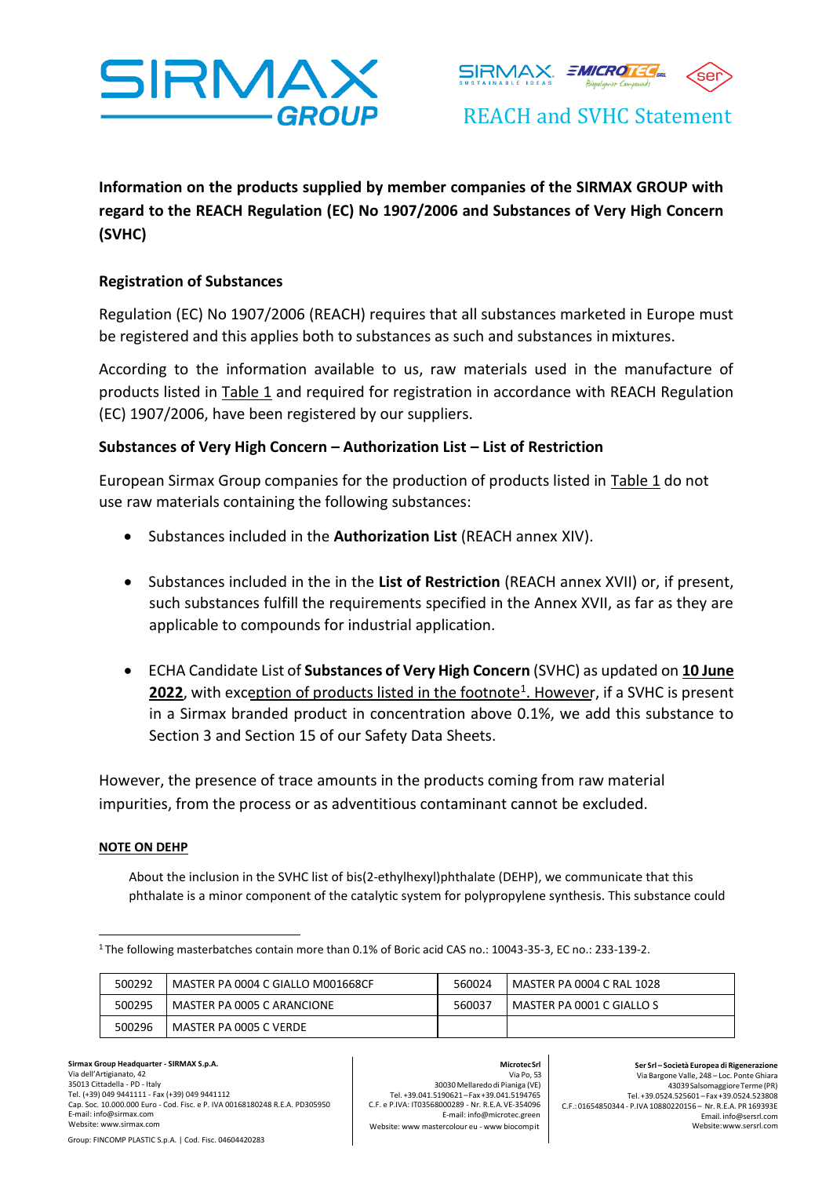REACH and SVHC Statement

**Information on the products supplied by member companies of the SIRMAX GROUP with regard to the REACH Regulation (EC) No 1907/2006 and Substances of Very High Concern (SVHC)**

## Registration of Substances

Regulation (EC) No 1907/2006 (REACH) requires that all substances marketed in Europe must be registered and this applies both to substances as such and substances in mixtures.

According to the information available to us, raw materials used in the manufacture of products listed in Table 1 and required for registration in accordance with REACH Regulation (EC) 1907/2006, have been registered by our suppliers.

## Substances of Very High Concern – Authorization List – List of Restriction

European Sirmax Group companies for the production of products listed in Table 1 do not use raw materials containing the following substances:

- Substances included in the **Authorization List** (REACH annex XIV).
- Substances included in the in the **List of Restriction** (REACH annex XVII) or, if present, such substances fulfill the requirements specified in the Annex XVII, as far as they are applicable to compounds for industrial application.
- ECHA Candidate List of **Substances of Very High Concern** (SVHC) as updated on **10 June 2022**, with exception of products listed in the footnote[1]. However, if a SVHC is present in a Sirmax branded product in concentration above 0.1%, we add this substance to Section 3 and Section 15 of our Safety Data Sheets.

However, the presence of trace amounts in the products coming from raw material impurities, from the process or as adventitious contaminant cannot be excluded.

**NOTE ON DEHP**

About the inclusion in the SVHC list of bis(2-ethylhexyl)phthalate (DEHP), we communicate that this phthalate is a minor component of the catalytic system for polypropylene synthesis. This substance could

[1] The following masterbatches contain more than 0.1% of Boric acid CAS no.: 10043-35-3, EC no.: 233-139-2.

| | | | |
|---|---|---|---|
| 500292 | MASTER PA 0004 C GIALLO M001668CF | 560024 | MASTER PA 0004 C RAL 1028 |
| 500295 | MASTER PA 0005 C ARANCIONE | 560037 | MASTER PA 0001 C GIALLO S |
| 500296 | MASTER PA 0005 C VERDE | | |

**Sirmax Group Headquarter - SIRMAX S.p.A.**
Via dell'Artigianato, 42
35013 Cittadella - PD - Italy
Tel. (+39) 049 9441111 - Fax (+39) 049 9441112
Cap. Soc. 10.000.000 Euro - Cod. Fisc. e P. IVA 00168180248 R.E.A. PD305950
E-mail: info@sirmax.com
Website: www.sirmax.com

**Microtec Srl**
Via Po, 53
30030 Mellaredo di Pianiga (VE)
Tel. +39.041.5190621 – Fax +39.041.5194765
C.F. e P.IVA: IT03568000289 - Nr. R.E.A. VE-354096
E-mail: info@microtec.green
Website: www mastercolour eu - www biocompit

**Ser Srl – Società Europea di Rigenerazione**
Via Bargone Valle, 248 – Loc. Ponte Ghiara
43039 Salsomaggiore Terme (PR)
Tel. +39.0524.525601 – Fax +39.0524.523808
C.F.: 01654850344 - P.IVA 10880220156 – Nr. R.E.A. PR 169393E
Email. info@sersrl.com
Website: www.sersrl.com

Group: FINCOMP PLASTIC S.p.A. | Cod. Fisc. 04604420283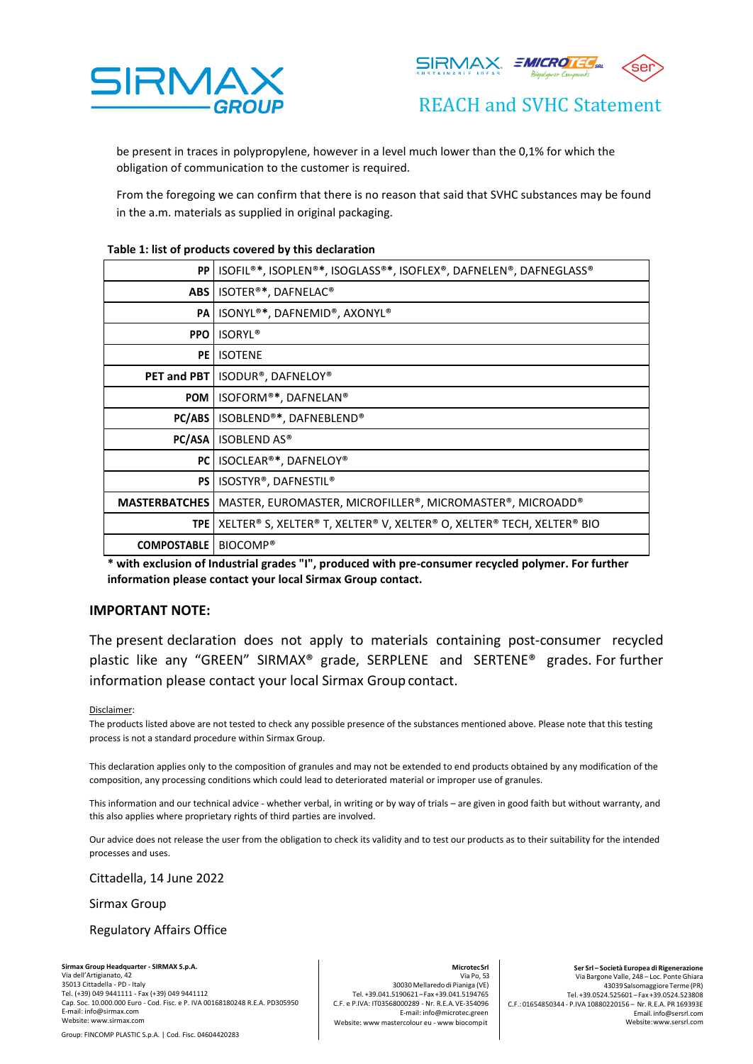be present in traces in polypropylene, however in a level much lower than the 0,1% for which the obligation of communication to the customer is required.

From the foregoing we can confirm that there is no reason that said that SVHC substances may be found in the a.m. materials as supplied in original packaging.

**Table 1: list of products covered by this declaration**

| | |
|---|---|
| **PP** | ISOFIL®*, ISOPLEN®*, ISOGLASS®*, ISOFLEX®, DAFNELEN®, DAFNEGLASS® |
| **ABS** | ISOTER®*, DAFNELAC® |
| **PA** | ISONYL®*, DAFNEMID®, AXONYL® |
| **PPO** | ISORYL® |
| **PE** | ISOTENE |
| **PET and PBT** | ISODUR®, DAFNELOY® |
| **POM** | ISOFORM®*, DAFNELAN® |
| **PC/ABS** | ISOBLEND®*, DAFNEBLEND® |
| **PC/ASA** | ISOBLEND AS® |
| **PC** | ISOCLEAR®*, DAFNELOY® |
| **PS** | ISOSTYR®, DAFNESTIL® |
| **MASTERBATCHES** | MASTER, EUROMASTER, MICROFILLER®, MICROMASTER®, MICROADD® |
| **TPE** | XELTER® S, XELTER® T, XELTER® V, XELTER® O, XELTER® TECH, XELTER® BIO |
| **COMPOSTABLE** | BIOCOMP® |

**\* with exclusion of Industrial grades "I", produced with pre-consumer recycled polymer. For further information please contact your local Sirmax Group contact.**

## IMPORTANT NOTE:

The present declaration does not apply to materials containing post-consumer recycled plastic like any "GREEN" SIRMAX® grade, SERPLENE and SERTENE® grades. For further information please contact your local Sirmax Group contact.

Disclaimer:

The products listed above are not tested to check any possible presence of the substances mentioned above. Please note that this testing process is not a standard procedure within Sirmax Group.

This declaration applies only to the composition of granules and may not be extended to end products obtained by any modification of the composition, any processing conditions which could lead to deteriorated material or improper use of granules.

This information and our technical advice - whether verbal, in writing or by way of trials – are given in good faith but without warranty, and this also applies where proprietary rights of third parties are involved.

Our advice does not release the user from the obligation to check its validity and to test our products as to their suitability for the intended processes and uses.

Cittadella, 14 June 2022

Sirmax Group

Regulatory Affairs Office

**Sirmax Group Headquarter - SIRMAX S.p.A.**
Via dell'Artigianato, 42
35013 Cittadella - PD - Italy
Tel. (+39) 049 9441111 - Fax (+39) 049 9441112
Cap. Soc. 10.000.000 Euro - Cod. Fisc. e P. IVA 00168180248 R.E.A. PD305950
E-mail: info@sirmax.com
Website: www.sirmax.com

Group: FINCOMP PLASTIC S.p.A. | Cod. Fisc. 04604420283

**Microtec Srl**
Via Po, 53
30030 Mellaredo di Pianiga (VE)
Tel. +39.041.5190621 – Fax +39.041.5194765
C.F. e P.IVA: IT03568000289 - Nr. R.E.A. VE-354096
E-mail: info@microtec.green
Website: www mastercolour eu - www biocompit

**Ser Srl – Società Europea di Rigenerazione**
Via Bargone Valle, 248 – Loc. Ponte Ghiara
43039 Salsomaggiore Terme (PR)
Tel. +39.0524.525601 – Fax +39.0524.523808
C.F.: 01654850344 - P.IVA 10880220156 – Nr. R.E.A. PR 169393E
Email. info@sersrl.com
Website: www.sersrl.com